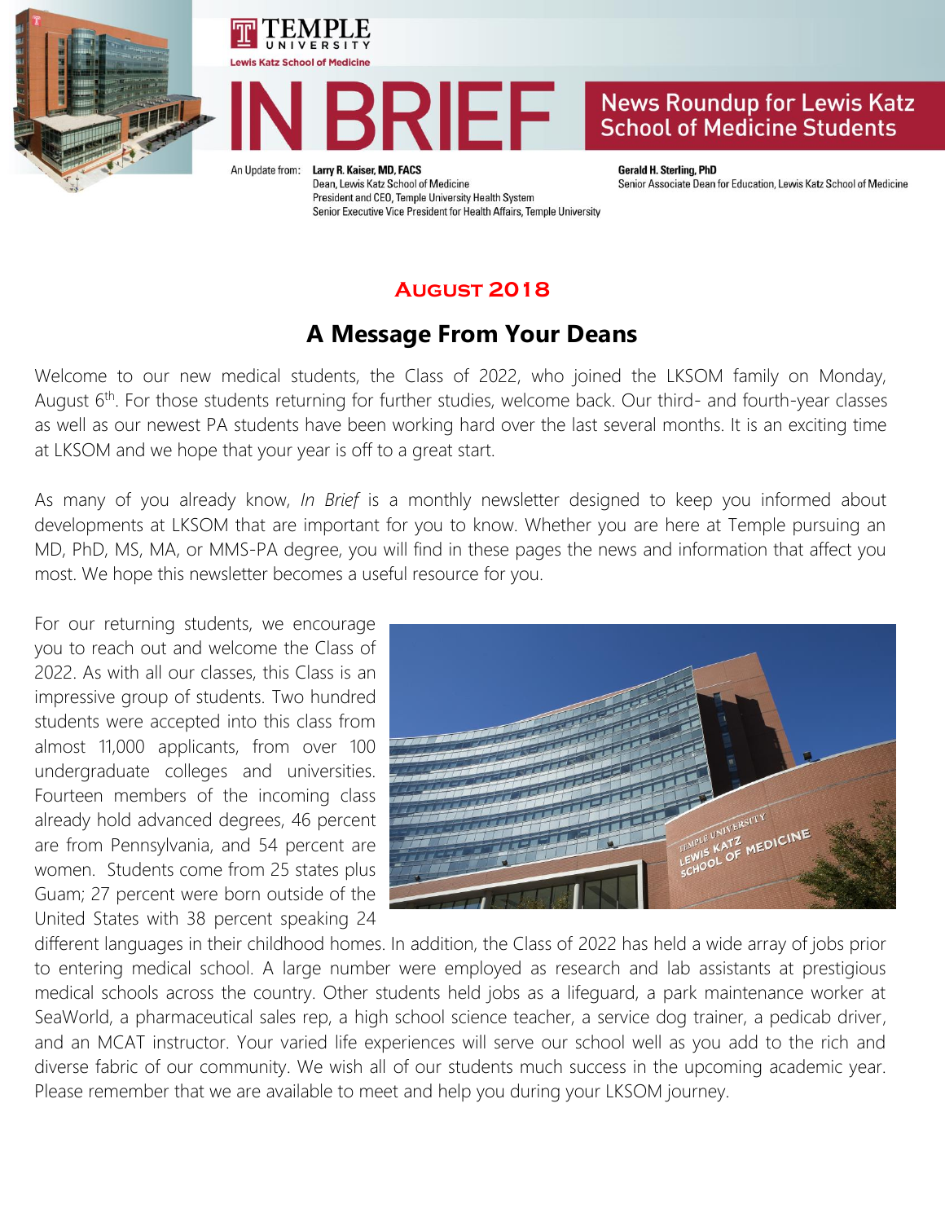TEMPLE UNIVERSITY
Lewis Katz School of Medicine

# IN BRIEF

News Roundup for Lewis Katz School of Medicine Students

An Update from: **Larry R. Kaiser, MD, FACS**
Dean, Lewis Katz School of Medicine
President and CEO, Temple University Health System
Senior Executive Vice President for Health Affairs, Temple University

**Gerald H. Sterling, PhD**
Senior Associate Dean for Education, Lewis Katz School of Medicine

## August 2018

## A Message From Your Deans

Welcome to our new medical students, the Class of 2022, who joined the LKSOM family on Monday, August 6th. For those students returning for further studies, welcome back. Our third- and fourth-year classes as well as our newest PA students have been working hard over the last several months. It is an exciting time at LKSOM and we hope that your year is off to a great start.

As many of you already know, *In Brief* is a monthly newsletter designed to keep you informed about developments at LKSOM that are important for you to know. Whether you are here at Temple pursuing an MD, PhD, MS, MA, or MMS-PA degree, you will find in these pages the news and information that affect you most. We hope this newsletter becomes a useful resource for you.

For our returning students, we encourage you to reach out and welcome the Class of 2022. As with all our classes, this Class is an impressive group of students. Two hundred students were accepted into this class from almost 11,000 applicants, from over 100 undergraduate colleges and universities. Fourteen members of the incoming class already hold advanced degrees, 46 percent are from Pennsylvania, and 54 percent are women. Students come from 25 states plus Guam; 27 percent were born outside of the United States with 38 percent speaking 24 different languages in their childhood homes. In addition, the Class of 2022 has held a wide array of jobs prior to entering medical school. A large number were employed as research and lab assistants at prestigious medical schools across the country. Other students held jobs as a lifeguard, a park maintenance worker at SeaWorld, a pharmaceutical sales rep, a high school science teacher, a service dog trainer, a pedicab driver, and an MCAT instructor. Your varied life experiences will serve our school well as you add to the rich and diverse fabric of our community. We wish all of our students much success in the upcoming academic year. Please remember that we are available to meet and help you during your LKSOM journey.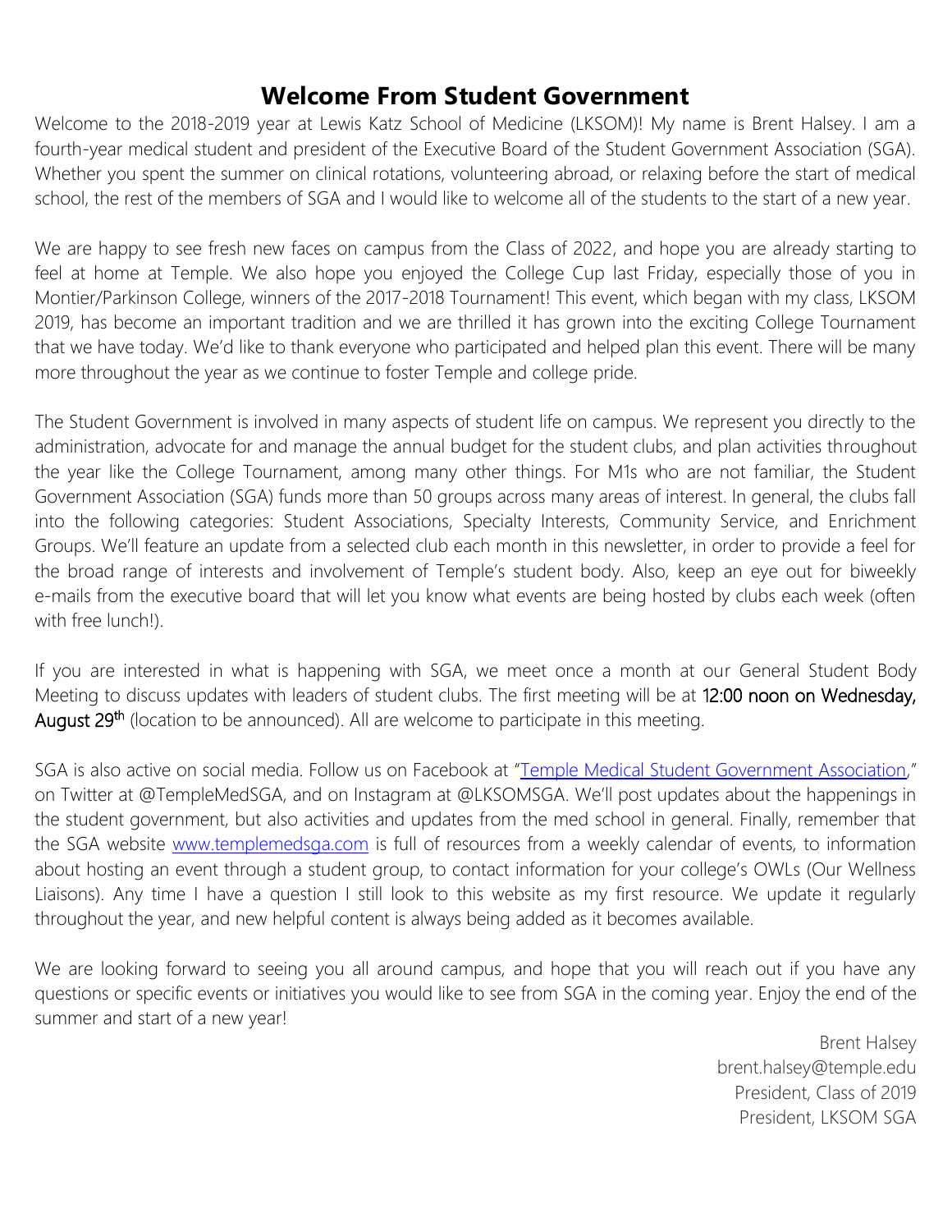# Welcome From Student Government

Welcome to the 2018-2019 year at Lewis Katz School of Medicine (LKSOM)! My name is Brent Halsey. I am a fourth-year medical student and president of the Executive Board of the Student Government Association (SGA). Whether you spent the summer on clinical rotations, volunteering abroad, or relaxing before the start of medical school, the rest of the members of SGA and I would like to welcome all of the students to the start of a new year.

We are happy to see fresh new faces on campus from the Class of 2022, and hope you are already starting to feel at home at Temple. We also hope you enjoyed the College Cup last Friday, especially those of you in Montier/Parkinson College, winners of the 2017-2018 Tournament! This event, which began with my class, LKSOM 2019, has become an important tradition and we are thrilled it has grown into the exciting College Tournament that we have today. We'd like to thank everyone who participated and helped plan this event. There will be many more throughout the year as we continue to foster Temple and college pride.

The Student Government is involved in many aspects of student life on campus. We represent you directly to the administration, advocate for and manage the annual budget for the student clubs, and plan activities throughout the year like the College Tournament, among many other things. For M1s who are not familiar, the Student Government Association (SGA) funds more than 50 groups across many areas of interest. In general, the clubs fall into the following categories: Student Associations, Specialty Interests, Community Service, and Enrichment Groups. We'll feature an update from a selected club each month in this newsletter, in order to provide a feel for the broad range of interests and involvement of Temple's student body. Also, keep an eye out for biweekly e-mails from the executive board that will let you know what events are being hosted by clubs each week (often with free lunch!).

If you are interested in what is happening with SGA, we meet once a month at our General Student Body Meeting to discuss updates with leaders of student clubs. The first meeting will be at 12:00 noon on Wednesday, August 29th (location to be announced). All are welcome to participate in this meeting.

SGA is also active on social media. Follow us on Facebook at "Temple Medical Student Government Association," on Twitter at @TempleMedSGA, and on Instagram at @LKSOMSGA. We'll post updates about the happenings in the student government, but also activities and updates from the med school in general. Finally, remember that the SGA website www.templemedsga.com is full of resources from a weekly calendar of events, to information about hosting an event through a student group, to contact information for your college's OWLs (Our Wellness Liaisons). Any time I have a question I still look to this website as my first resource. We update it regularly throughout the year, and new helpful content is always being added as it becomes available.

We are looking forward to seeing you all around campus, and hope that you will reach out if you have any questions or specific events or initiatives you would like to see from SGA in the coming year. Enjoy the end of the summer and start of a new year!

Brent Halsey
brent.halsey@temple.edu
President, Class of 2019
President, LKSOM SGA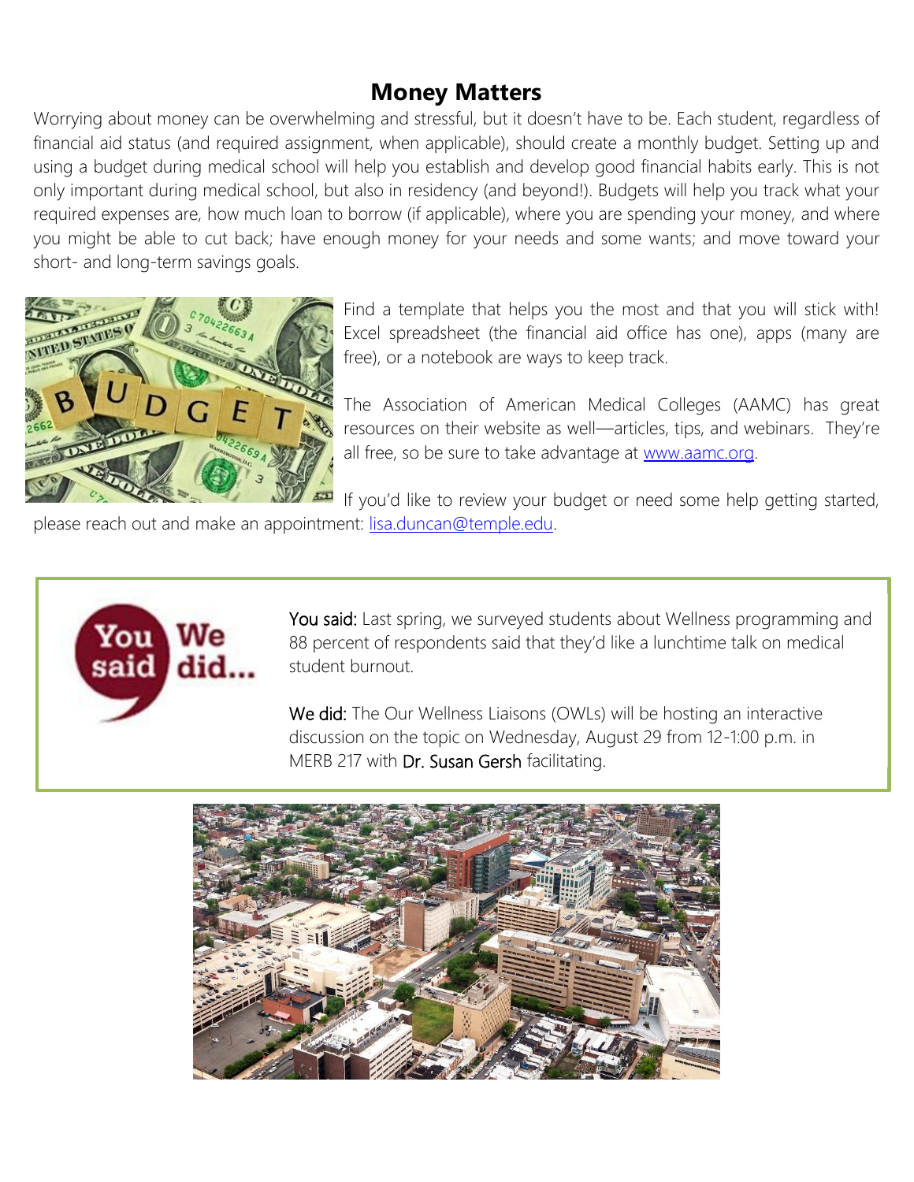## Money Matters

Worrying about money can be overwhelming and stressful, but it doesn't have to be. Each student, regardless of financial aid status (and required assignment, when applicable), should create a monthly budget. Setting up and using a budget during medical school will help you establish and develop good financial habits early. This is not only important during medical school, but also in residency (and beyond!). Budgets will help you track what your required expenses are, how much loan to borrow (if applicable), where you are spending your money, and where you might be able to cut back; have enough money for your needs and some wants; and move toward your short- and long-term savings goals.

Find a template that helps you the most and that you will stick with! Excel spreadsheet (the financial aid office has one), apps (many are free), or a notebook are ways to keep track.

The Association of American Medical Colleges (AAMC) has great resources on their website as well—articles, tips, and webinars. They're all free, so be sure to take advantage at [www.aamc.org](http://www.aamc.org).

If you'd like to review your budget or need some help getting started, please reach out and make an appointment: [lisa.duncan@temple.edu](mailto:lisa.duncan@temple.edu).

You said: Last spring, we surveyed students about Wellness programming and 88 percent of respondents said that they'd like a lunchtime talk on medical student burnout.

We did: The Our Wellness Liaisons (OWLs) will be hosting an interactive discussion on the topic on Wednesday, August 29 from 12-1:00 p.m. in MERB 217 with Dr. Susan Gersh facilitating.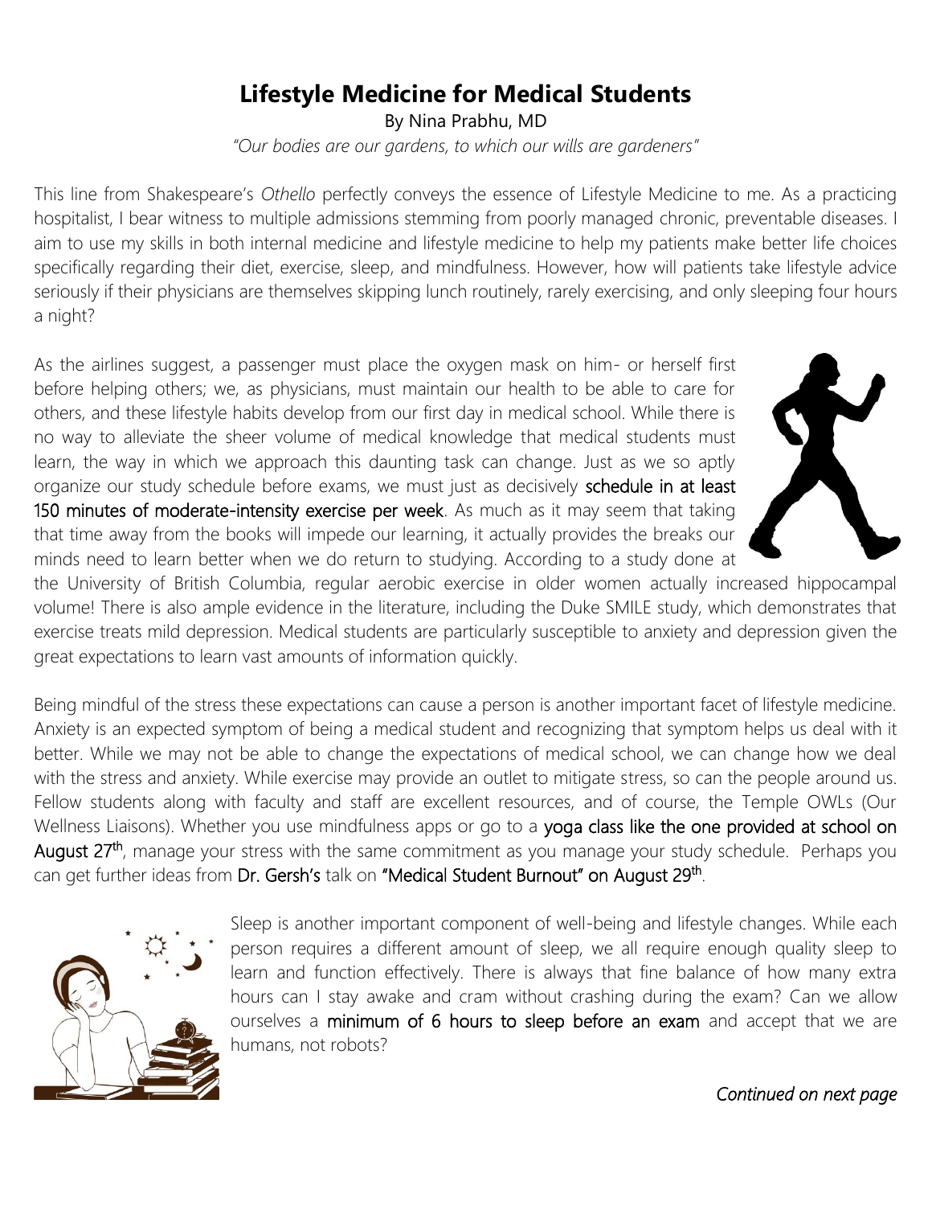# Lifestyle Medicine for Medical Students

By Nina Prabhu, MD

*"Our bodies are our gardens, to which our wills are gardeners"*

This line from Shakespeare's *Othello* perfectly conveys the essence of Lifestyle Medicine to me. As a practicing hospitalist, I bear witness to multiple admissions stemming from poorly managed chronic, preventable diseases. I aim to use my skills in both internal medicine and lifestyle medicine to help my patients make better life choices specifically regarding their diet, exercise, sleep, and mindfulness. However, how will patients take lifestyle advice seriously if their physicians are themselves skipping lunch routinely, rarely exercising, and only sleeping four hours a night?

As the airlines suggest, a passenger must place the oxygen mask on him- or herself first before helping others; we, as physicians, must maintain our health to be able to care for others, and these lifestyle habits develop from our first day in medical school. While there is no way to alleviate the sheer volume of medical knowledge that medical students must learn, the way in which we approach this daunting task can change. Just as we so aptly organize our study schedule before exams, we must just as decisively **schedule in at least 150 minutes of moderate-intensity exercise per week**. As much as it may seem that taking that time away from the books will impede our learning, it actually provides the breaks our minds need to learn better when we do return to studying. According to a study done at the University of British Columbia, regular aerobic exercise in older women actually increased hippocampal volume! There is also ample evidence in the literature, including the Duke SMILE study, which demonstrates that exercise treats mild depression. Medical students are particularly susceptible to anxiety and depression given the great expectations to learn vast amounts of information quickly.

Being mindful of the stress these expectations can cause a person is another important facet of lifestyle medicine. Anxiety is an expected symptom of being a medical student and recognizing that symptom helps us deal with it better. While we may not be able to change the expectations of medical school, we can change how we deal with the stress and anxiety. While exercise may provide an outlet to mitigate stress, so can the people around us. Fellow students along with faculty and staff are excellent resources, and of course, the Temple OWLs (Our Wellness Liaisons). Whether you use mindfulness apps or go to a **yoga class like the one provided at school on August 27th**, manage your stress with the same commitment as you manage your study schedule. Perhaps you can get further ideas from **Dr. Gersh's** talk on **"Medical Student Burnout" on August 29th**.

Sleep is another important component of well-being and lifestyle changes. While each person requires a different amount of sleep, we all require enough quality sleep to learn and function effectively. There is always that fine balance of how many extra hours can I stay awake and cram without crashing during the exam? Can we allow ourselves a **minimum of 6 hours to sleep before an exam** and accept that we are humans, not robots?

*Continued on next page*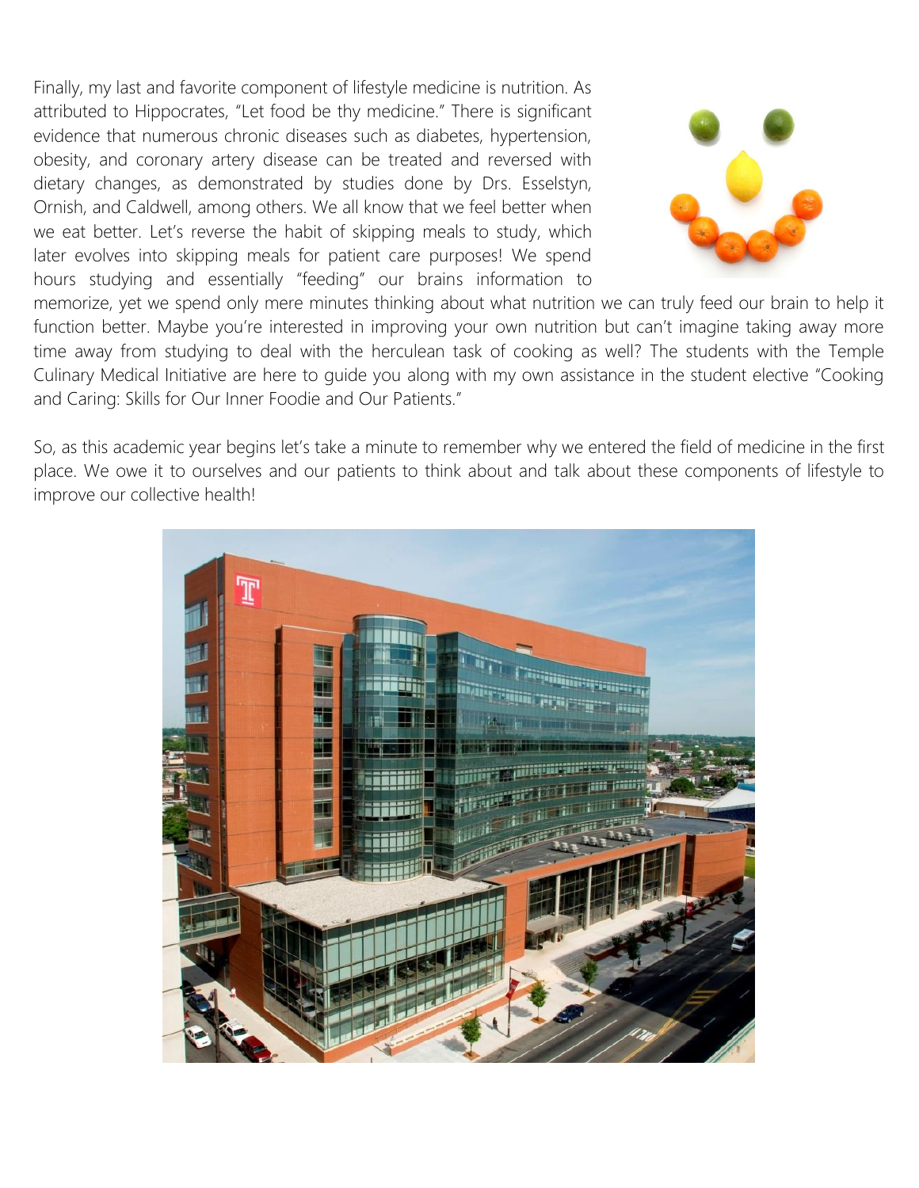Finally, my last and favorite component of lifestyle medicine is nutrition. As attributed to Hippocrates, "Let food be thy medicine." There is significant evidence that numerous chronic diseases such as diabetes, hypertension, obesity, and coronary artery disease can be treated and reversed with dietary changes, as demonstrated by studies done by Drs. Esselstyn, Ornish, and Caldwell, among others. We all know that we feel better when we eat better. Let's reverse the habit of skipping meals to study, which later evolves into skipping meals for patient care purposes! We spend hours studying and essentially "feeding" our brains information to memorize, yet we spend only mere minutes thinking about what nutrition we can truly feed our brain to help it function better. Maybe you're interested in improving your own nutrition but can't imagine taking away more time away from studying to deal with the herculean task of cooking as well? The students with the Temple Culinary Medical Initiative are here to guide you along with my own assistance in the student elective "Cooking and Caring: Skills for Our Inner Foodie and Our Patients."

So, as this academic year begins let's take a minute to remember why we entered the field of medicine in the first place. We owe it to ourselves and our patients to think about and talk about these components of lifestyle to improve our collective health!